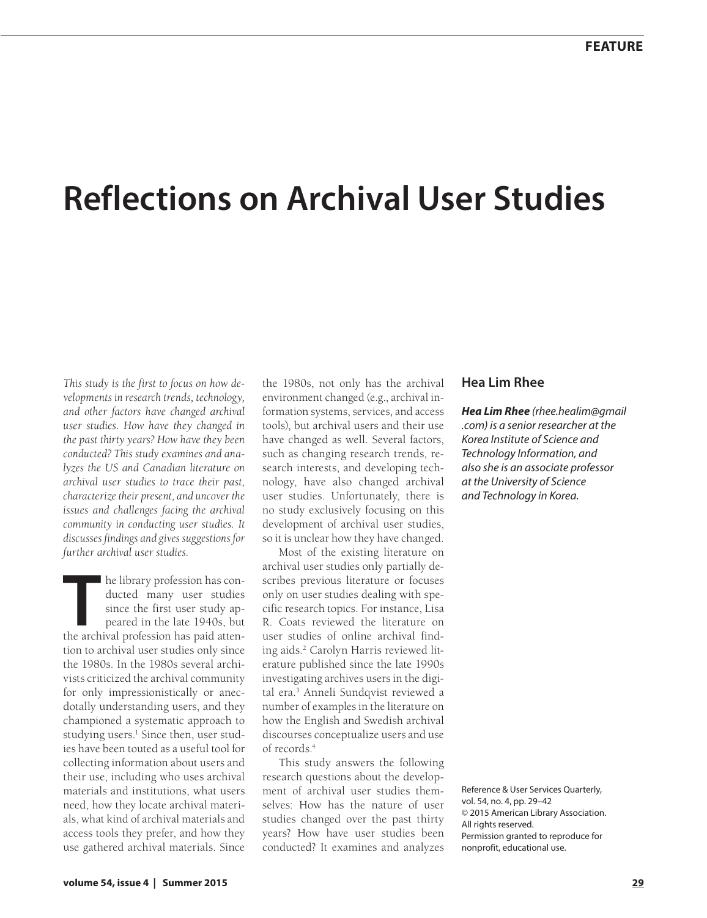# Reflections on Archival User Studies

## Hea Lim Rhee

***Hea Lim Rhee*** *(rhee.healim@gmail.com) is a senior researcher at the Korea Institute of Science and Technology Information, and also she is an associate professor at the University of Science and Technology in Korea.*

*This study is the first to focus on how developments in research trends, technology, and other factors have changed archival user studies. How have they changed in the past thirty years? How have they been conducted? This study examines and analyzes the US and Canadian literature on archival user studies to trace their past, characterize their present, and uncover the issues and challenges facing the archival community in conducting user studies. It discusses findings and gives suggestions for further archival user studies.*

The library profession has conducted many user studies since the first user study appeared in the late 1940s, but the archival profession has paid attention to archival user studies only since the 1980s. In the 1980s several archivists criticized the archival community for only impressionistically or anecdotally understanding users, and they championed a systematic approach to studying users.[1] Since then, user studies have been touted as a useful tool for collecting information about users and their use, including who uses archival materials and institutions, what users need, how they locate archival materials, what kind of archival materials and access tools they prefer, and how they use gathered archival materials. Since the 1980s, not only has the archival environment changed (e.g., archival information systems, services, and access tools), but archival users and their use have changed as well. Several factors, such as changing research trends, research interests, and developing technology, have also changed archival user studies. Unfortunately, there is no study exclusively focusing on this development of archival user studies, so it is unclear how they have changed.

Most of the existing literature on archival user studies only partially describes previous literature or focuses only on user studies dealing with specific research topics. For instance, Lisa R. Coats reviewed the literature on user studies of online archival finding aids.[2] Carolyn Harris reviewed literature published since the late 1990s investigating archives users in the digital era.[3] Anneli Sundqvist reviewed a number of examples in the literature on how the English and Swedish archival discourses conceptualize users and use of records.[4]

This study answers the following research questions about the development of archival user studies themselves: How has the nature of user studies changed over the past thirty years? How have user studies been conducted? It examines and analyzes

Reference & User Services Quarterly, vol. 54, no. 4, pp. 29–42
© 2015 American Library Association. All rights reserved.
Permission granted to reproduce for nonprofit, educational use.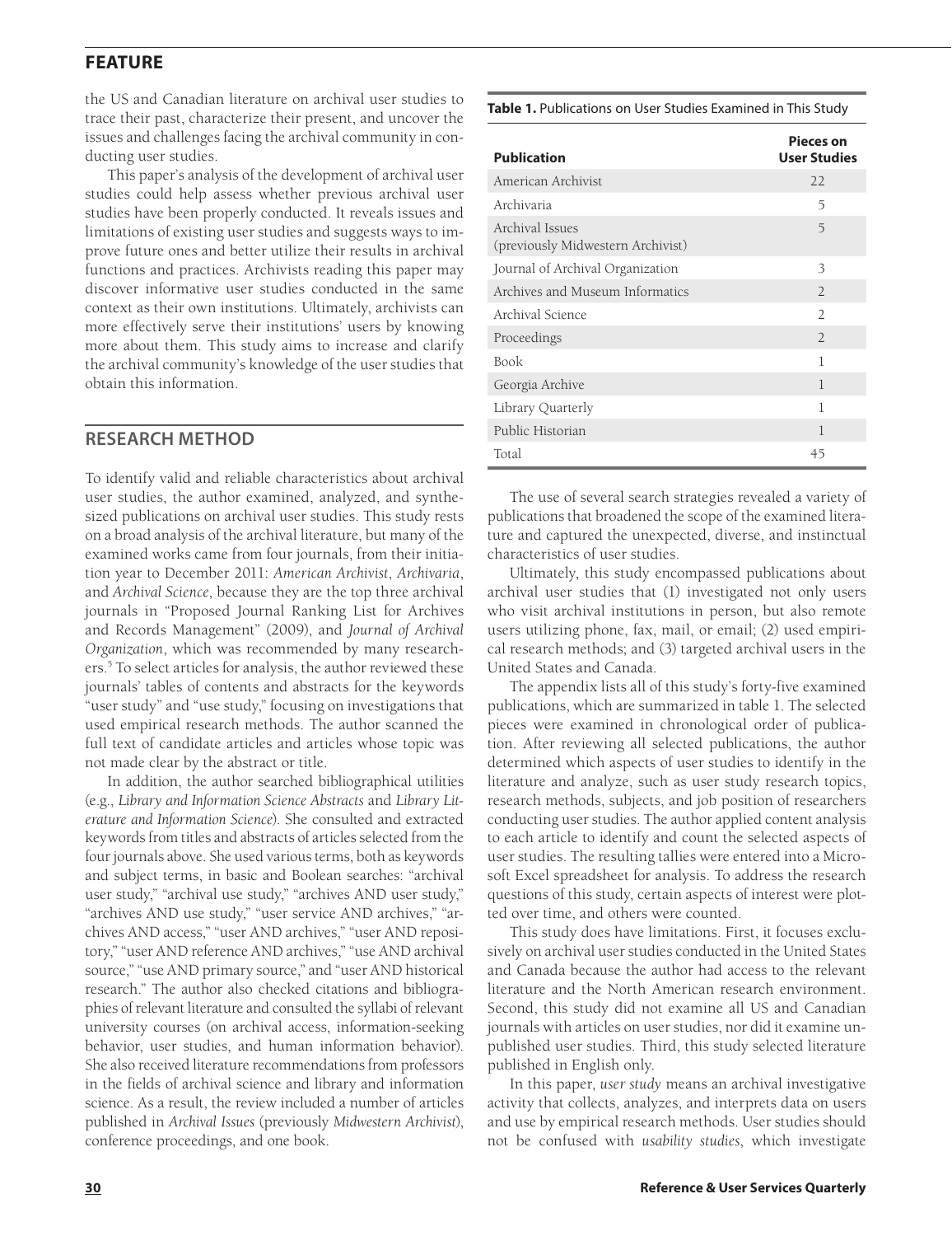the US and Canadian literature on archival user studies to trace their past, characterize their present, and uncover the issues and challenges facing the archival community in conducting user studies.

This paper's analysis of the development of archival user studies could help assess whether previous archival user studies have been properly conducted. It reveals issues and limitations of existing user studies and suggests ways to improve future ones and better utilize their results in archival functions and practices. Archivists reading this paper may discover informative user studies conducted in the same context as their own institutions. Ultimately, archivists can more effectively serve their institutions' users by knowing more about them. This study aims to increase and clarify the archival community's knowledge of the user studies that obtain this information.

## RESEARCH METHOD

To identify valid and reliable characteristics about archival user studies, the author examined, analyzed, and synthesized publications on archival user studies. This study rests on a broad analysis of the archival literature, but many of the examined works came from four journals, from their initiation year to December 2011: *American Archivist*, *Archivaria*, and *Archival Science*, because they are the top three archival journals in "Proposed Journal Ranking List for Archives and Records Management" (2009), and *Journal of Archival Organization*, which was recommended by many researchers.[5] To select articles for analysis, the author reviewed these journals' tables of contents and abstracts for the keywords "user study" and "use study," focusing on investigations that used empirical research methods. The author scanned the full text of candidate articles and articles whose topic was not made clear by the abstract or title.

In addition, the author searched bibliographical utilities (e.g., *Library and Information Science Abstracts* and *Library Literature and Information Science*). She consulted and extracted keywords from titles and abstracts of articles selected from the four journals above. She used various terms, both as keywords and subject terms, in basic and Boolean searches: "archival user study," "archival use study," "archives AND user study," "archives AND use study," "user service AND archives," "archives AND access," "user AND archives," "user AND repository," "user AND reference AND archives," "use AND archival source," "use AND primary source," and "user AND historical research." The author also checked citations and bibliographies of relevant literature and consulted the syllabi of relevant university courses (on archival access, information-seeking behavior, user studies, and human information behavior). She also received literature recommendations from professors in the fields of archival science and library and information science. As a result, the review included a number of articles published in *Archival Issues* (previously *Midwestern Archivist*), conference proceedings, and one book.

**Table 1.** Publications on User Studies Examined in This Study

| Publication | Pieces on User Studies |
|---|---|
| American Archivist | 22 |
| Archivaria | 5 |
| Archival Issues (previously Midwestern Archivist) | 5 |
| Journal of Archival Organization | 3 |
| Archives and Museum Informatics | 2 |
| Archival Science | 2 |
| Proceedings | 2 |
| Book | 1 |
| Georgia Archive | 1 |
| Library Quarterly | 1 |
| Public Historian | 1 |
| Total | 45 |

The use of several search strategies revealed a variety of publications that broadened the scope of the examined literature and captured the unexpected, diverse, and instinctual characteristics of user studies.

Ultimately, this study encompassed publications about archival user studies that (1) investigated not only users who visit archival institutions in person, but also remote users utilizing phone, fax, mail, or email; (2) used empirical research methods; and (3) targeted archival users in the United States and Canada.

The appendix lists all of this study's forty-five examined publications, which are summarized in table 1. The selected pieces were examined in chronological order of publication. After reviewing all selected publications, the author determined which aspects of user studies to identify in the literature and analyze, such as user study research topics, research methods, subjects, and job position of researchers conducting user studies. The author applied content analysis to each article to identify and count the selected aspects of user studies. The resulting tallies were entered into a Microsoft Excel spreadsheet for analysis. To address the research questions of this study, certain aspects of interest were plotted over time, and others were counted.

This study does have limitations. First, it focuses exclusively on archival user studies conducted in the United States and Canada because the author had access to the relevant literature and the North American research environment. Second, this study did not examine all US and Canadian journals with articles on user studies, nor did it examine unpublished user studies. Third, this study selected literature published in English only.

In this paper, *user study* means an archival investigative activity that collects, analyzes, and interprets data on users and use by empirical research methods. User studies should not be confused with *usability studies*, which investigate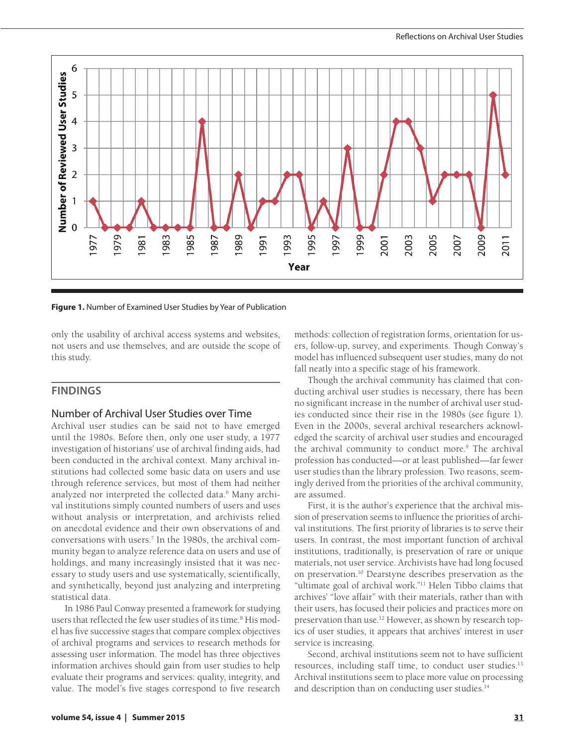Figure 1. Number of Examined User Studies by Year of Publication

only the usability of archival access systems and websites, not users and use themselves, and are outside the scope of this study.

## FINDINGS

### Number of Archival User Studies over Time

Archival user studies can be said not to have emerged until the 1980s. Before then, only one user study, a 1977 investigation of historians' use of archival finding aids, had been conducted in the archival context. Many archival institutions had collected some basic data on users and use through reference services, but most of them had neither analyzed nor interpreted the collected data.[6] Many archival institutions simply counted numbers of users and uses without analysis or interpretation, and archivists relied on anecdotal evidence and their own observations of and conversations with users.[7] In the 1980s, the archival community began to analyze reference data on users and use of holdings, and many increasingly insisted that it was necessary to study users and use systematically, scientifically, and synthetically, beyond just analyzing and interpreting statistical data.

In 1986 Paul Conway presented a framework for studying users that reflected the few user studies of its time.[8] His model has five successive stages that compare complex objectives of archival programs and services to research methods for assessing user information. The model has three objectives information archives should gain from user studies to help evaluate their programs and services: quality, integrity, and value. The model's five stages correspond to five research methods: collection of registration forms, orientation for users, follow-up, survey, and experiments. Though Conway's model has influenced subsequent user studies, many do not fall neatly into a specific stage of his framework.

Though the archival community has claimed that conducting archival user studies is necessary, there has been no significant increase in the number of archival user studies conducted since their rise in the 1980s (see figure 1). Even in the 2000s, several archival researchers acknowledged the scarcity of archival user studies and encouraged the archival community to conduct more.[9] The archival profession has conducted—or at least published—far fewer user studies than the library profession. Two reasons, seemingly derived from the priorities of the archival community, are assumed.

First, it is the author's experience that the archival mission of preservation seems to influence the priorities of archival institutions. The first priority of libraries is to serve their users. In contrast, the most important function of archival institutions, traditionally, is preservation of rare or unique materials, not user service. Archivists have had long focused on preservation.[10] Dearstyne describes preservation as the "ultimate goal of archival work."[11] Helen Tibbo claims that archives' "love affair" with their materials, rather than with their users, has focused their policies and practices more on preservation than use.[12] However, as shown by research topics of user studies, it appears that archives' interest in user service is increasing.

Second, archival institutions seem not to have sufficient resources, including staff time, to conduct user studies.[13] Archival institutions seem to place more value on processing and description than on conducting user studies.[14]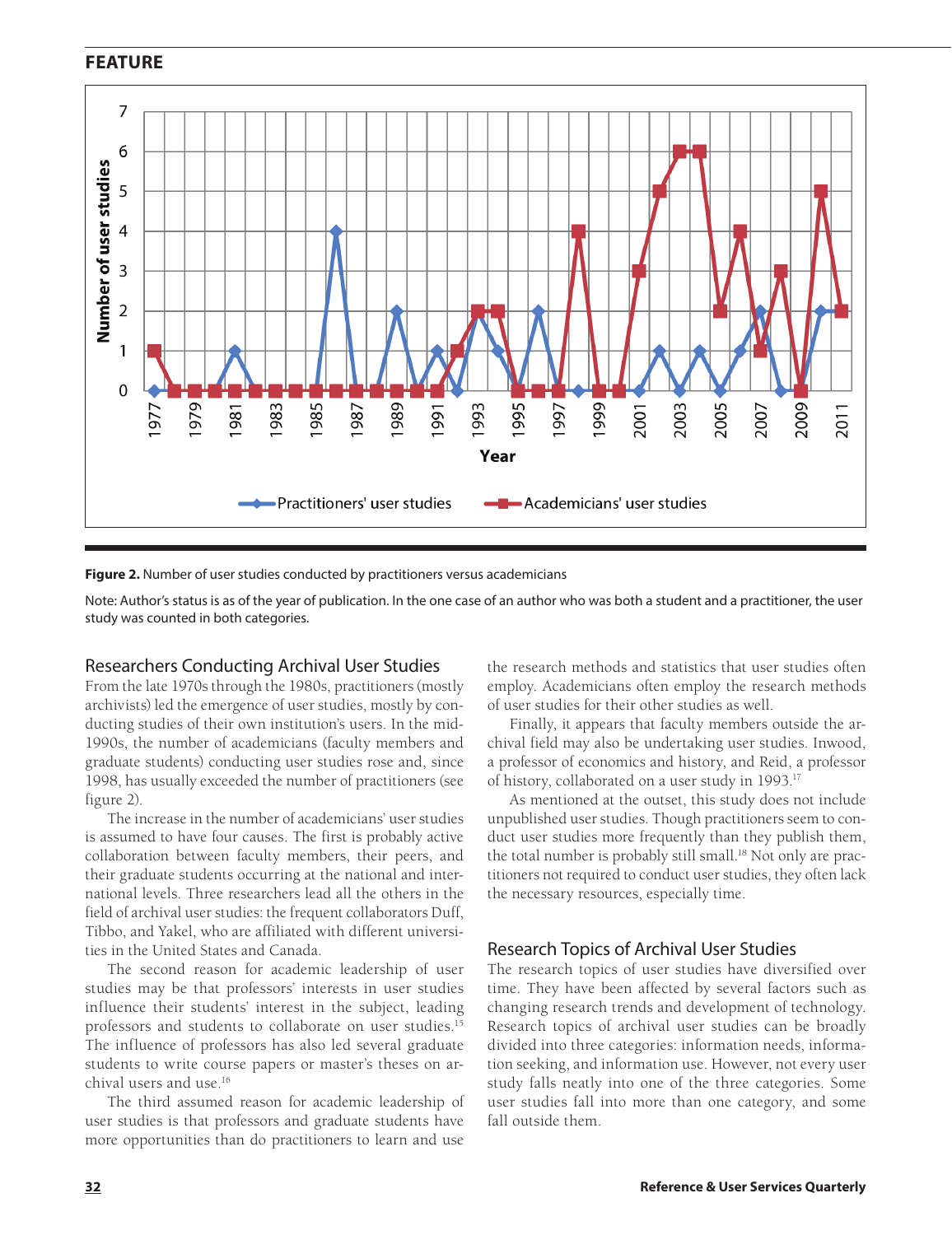**Figure 2.** Number of user studies conducted by practitioners versus academicians

Note: Author's status is as of the year of publication. In the one case of an author who was both a student and a practitioner, the user study was counted in both categories.

## Researchers Conducting Archival User Studies

From the late 1970s through the 1980s, practitioners (mostly archivists) led the emergence of user studies, mostly by conducting studies of their own institution's users. In the mid-1990s, the number of academicians (faculty members and graduate students) conducting user studies rose and, since 1998, has usually exceeded the number of practitioners (see figure 2).

The increase in the number of academicians' user studies is assumed to have four causes. The first is probably active collaboration between faculty members, their peers, and their graduate students occurring at the national and international levels. Three researchers lead all the others in the field of archival user studies: the frequent collaborators Duff, Tibbo, and Yakel, who are affiliated with different universities in the United States and Canada.

The second reason for academic leadership of user studies may be that professors' interests in user studies influence their students' interest in the subject, leading professors and students to collaborate on user studies.[15] The influence of professors has also led several graduate students to write course papers or master's theses on archival users and use.[16]

The third assumed reason for academic leadership of user studies is that professors and graduate students have more opportunities than do practitioners to learn and use the research methods and statistics that user studies often employ. Academicians often employ the research methods of user studies for their other studies as well.

Finally, it appears that faculty members outside the archival field may also be undertaking user studies. Inwood, a professor of economics and history, and Reid, a professor of history, collaborated on a user study in 1993.[17]

As mentioned at the outset, this study does not include unpublished user studies. Though practitioners seem to conduct user studies more frequently than they publish them, the total number is probably still small.[18] Not only are practitioners not required to conduct user studies, they often lack the necessary resources, especially time.

## Research Topics of Archival User Studies

The research topics of user studies have diversified over time. They have been affected by several factors such as changing research trends and development of technology. Research topics of archival user studies can be broadly divided into three categories: information needs, information seeking, and information use. However, not every user study falls neatly into one of the three categories. Some user studies fall into more than one category, and some fall outside them.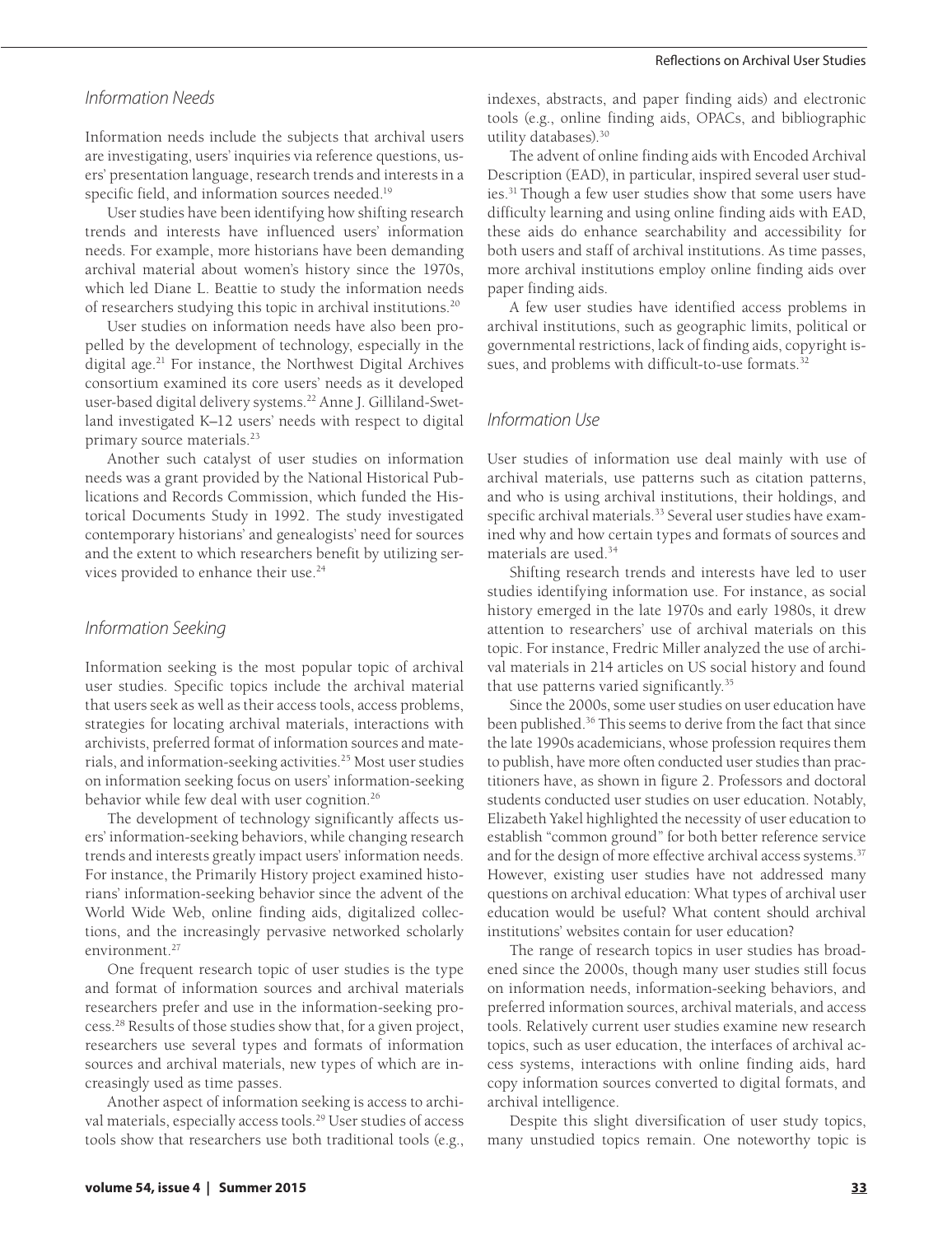### Information Needs

Information needs include the subjects that archival users are investigating, users' inquiries via reference questions, users' presentation language, research trends and interests in a specific field, and information sources needed.[19]

User studies have been identifying how shifting research trends and interests have influenced users' information needs. For example, more historians have been demanding archival material about women's history since the 1970s, which led Diane L. Beattie to study the information needs of researchers studying this topic in archival institutions.[20]

User studies on information needs have also been propelled by the development of technology, especially in the digital age.[21] For instance, the Northwest Digital Archives consortium examined its core users' needs as it developed user-based digital delivery systems.[22] Anne J. Gilliland-Swetland investigated K–12 users' needs with respect to digital primary source materials.[23]

Another such catalyst of user studies on information needs was a grant provided by the National Historical Publications and Records Commission, which funded the Historical Documents Study in 1992. The study investigated contemporary historians' and genealogists' need for sources and the extent to which researchers benefit by utilizing services provided to enhance their use.[24]

### Information Seeking

Information seeking is the most popular topic of archival user studies. Specific topics include the archival material that users seek as well as their access tools, access problems, strategies for locating archival materials, interactions with archivists, preferred format of information sources and materials, and information-seeking activities.[25] Most user studies on information seeking focus on users' information-seeking behavior while few deal with user cognition.[26]

The development of technology significantly affects users' information-seeking behaviors, while changing research trends and interests greatly impact users' information needs. For instance, the Primarily History project examined historians' information-seeking behavior since the advent of the World Wide Web, online finding aids, digitalized collections, and the increasingly pervasive networked scholarly environment.[27]

One frequent research topic of user studies is the type and format of information sources and archival materials researchers prefer and use in the information-seeking process.[28] Results of those studies show that, for a given project, researchers use several types and formats of information sources and archival materials, new types of which are increasingly used as time passes.

Another aspect of information seeking is access to archival materials, especially access tools.[29] User studies of access tools show that researchers use both traditional tools (e.g., indexes, abstracts, and paper finding aids) and electronic tools (e.g., online finding aids, OPACs, and bibliographic utility databases).[30]

The advent of online finding aids with Encoded Archival Description (EAD), in particular, inspired several user studies.[31] Though a few user studies show that some users have difficulty learning and using online finding aids with EAD, these aids do enhance searchability and accessibility for both users and staff of archival institutions. As time passes, more archival institutions employ online finding aids over paper finding aids.

A few user studies have identified access problems in archival institutions, such as geographic limits, political or governmental restrictions, lack of finding aids, copyright issues, and problems with difficult-to-use formats.[32]

### Information Use

User studies of information use deal mainly with use of archival materials, use patterns such as citation patterns, and who is using archival institutions, their holdings, and specific archival materials.[33] Several user studies have examined why and how certain types and formats of sources and materials are used.[34]

Shifting research trends and interests have led to user studies identifying information use. For instance, as social history emerged in the late 1970s and early 1980s, it drew attention to researchers' use of archival materials on this topic. For instance, Fredric Miller analyzed the use of archival materials in 214 articles on US social history and found that use patterns varied significantly.[35]

Since the 2000s, some user studies on user education have been published.[36] This seems to derive from the fact that since the late 1990s academicians, whose profession requires them to publish, have more often conducted user studies than practitioners have, as shown in figure 2. Professors and doctoral students conducted user studies on user education. Notably, Elizabeth Yakel highlighted the necessity of user education to establish "common ground" for both better reference service and for the design of more effective archival access systems.[37] However, existing user studies have not addressed many questions on archival education: What types of archival user education would be useful? What content should archival institutions' websites contain for user education?

The range of research topics in user studies has broadened since the 2000s, though many user studies still focus on information needs, information-seeking behaviors, and preferred information sources, archival materials, and access tools. Relatively current user studies examine new research topics, such as user education, the interfaces of archival access systems, interactions with online finding aids, hard copy information sources converted to digital formats, and archival intelligence.

Despite this slight diversification of user study topics, many unstudied topics remain. One noteworthy topic is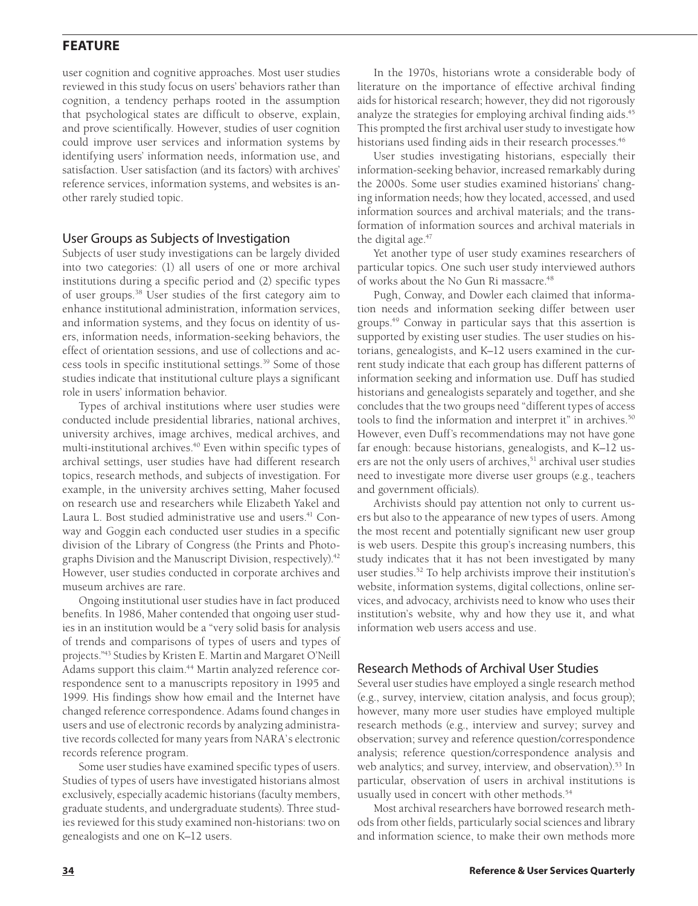user cognition and cognitive approaches. Most user studies reviewed in this study focus on users' behaviors rather than cognition, a tendency perhaps rooted in the assumption that psychological states are difficult to observe, explain, and prove scientifically. However, studies of user cognition could improve user services and information systems by identifying users' information needs, information use, and satisfaction. User satisfaction (and its factors) with archives' reference services, information systems, and websites is another rarely studied topic.

## User Groups as Subjects of Investigation

Subjects of user study investigations can be largely divided into two categories: (1) all users of one or more archival institutions during a specific period and (2) specific types of user groups.[38] User studies of the first category aim to enhance institutional administration, information services, and information systems, and they focus on identity of users, information needs, information-seeking behaviors, the effect of orientation sessions, and use of collections and access tools in specific institutional settings.[39] Some of those studies indicate that institutional culture plays a significant role in users' information behavior.

Types of archival institutions where user studies were conducted include presidential libraries, national archives, university archives, image archives, medical archives, and multi-institutional archives.[40] Even within specific types of archival settings, user studies have had different research topics, research methods, and subjects of investigation. For example, in the university archives setting, Maher focused on research use and researchers while Elizabeth Yakel and Laura L. Bost studied administrative use and users.[41] Conway and Goggin each conducted user studies in a specific division of the Library of Congress (the Prints and Photographs Division and the Manuscript Division, respectively).[42] However, user studies conducted in corporate archives and museum archives are rare.

Ongoing institutional user studies have in fact produced benefits. In 1986, Maher contended that ongoing user studies in an institution would be a "very solid basis for analysis of trends and comparisons of types of users and types of projects."[43] Studies by Kristen E. Martin and Margaret O'Neill Adams support this claim.[44] Martin analyzed reference correspondence sent to a manuscripts repository in 1995 and 1999. His findings show how email and the Internet have changed reference correspondence. Adams found changes in users and use of electronic records by analyzing administrative records collected for many years from NARA's electronic records reference program.

Some user studies have examined specific types of users. Studies of types of users have investigated historians almost exclusively, especially academic historians (faculty members, graduate students, and undergraduate students). Three studies reviewed for this study examined non-historians: two on genealogists and one on K–12 users.

In the 1970s, historians wrote a considerable body of literature on the importance of effective archival finding aids for historical research; however, they did not rigorously analyze the strategies for employing archival finding aids.[45] This prompted the first archival user study to investigate how historians used finding aids in their research processes.[46]

User studies investigating historians, especially their information-seeking behavior, increased remarkably during the 2000s. Some user studies examined historians' changing information needs; how they located, accessed, and used information sources and archival materials; and the transformation of information sources and archival materials in the digital age.[47]

Yet another type of user study examines researchers of particular topics. One such user study interviewed authors of works about the No Gun Ri massacre.[48]

Pugh, Conway, and Dowler each claimed that information needs and information seeking differ between user groups.[49] Conway in particular says that this assertion is supported by existing user studies. The user studies on historians, genealogists, and K–12 users examined in the current study indicate that each group has different patterns of information seeking and information use. Duff has studied historians and genealogists separately and together, and she concludes that the two groups need "different types of access tools to find the information and interpret it" in archives.[50] However, even Duff's recommendations may not have gone far enough: because historians, genealogists, and K–12 users are not the only users of archives,[51] archival user studies need to investigate more diverse user groups (e.g., teachers and government officials).

Archivists should pay attention not only to current users but also to the appearance of new types of users. Among the most recent and potentially significant new user group is web users. Despite this group's increasing numbers, this study indicates that it has not been investigated by many user studies.[52] To help archivists improve their institution's website, information systems, digital collections, online services, and advocacy, archivists need to know who uses their institution's website, why and how they use it, and what information web users access and use.

## Research Methods of Archival User Studies

Several user studies have employed a single research method (e.g., survey, interview, citation analysis, and focus group); however, many more user studies have employed multiple research methods (e.g., interview and survey; survey and observation; survey and reference question/correspondence analysis; reference question/correspondence analysis and web analytics; and survey, interview, and observation).[53] In particular, observation of users in archival institutions is usually used in concert with other methods.[54]

Most archival researchers have borrowed research methods from other fields, particularly social sciences and library and information science, to make their own methods more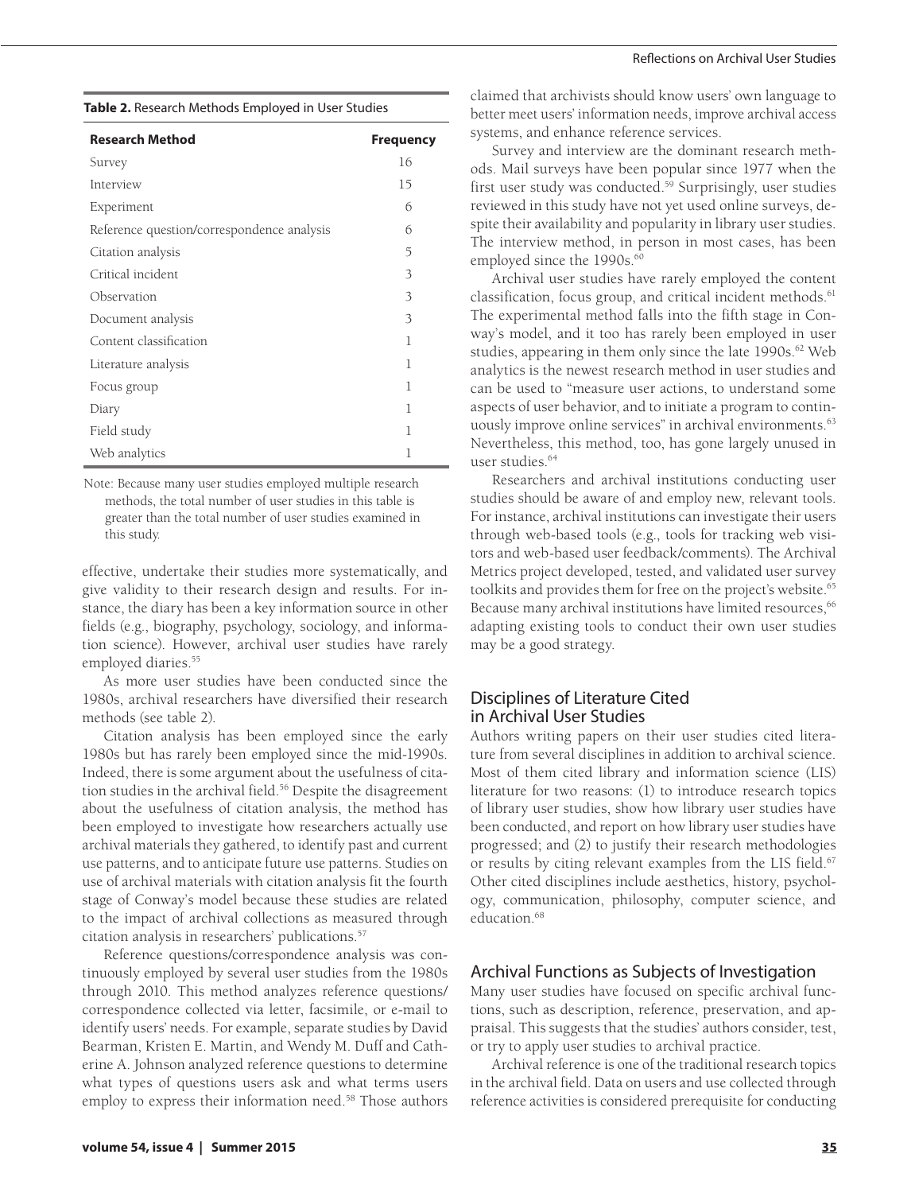**Table 2.** Research Methods Employed in User Studies

| Research Method | Frequency |
| --- | --- |
| Survey | 16 |
| Interview | 15 |
| Experiment | 6 |
| Reference question/correspondence analysis | 6 |
| Citation analysis | 5 |
| Critical incident | 3 |
| Observation | 3 |
| Document analysis | 3 |
| Content classification | 1 |
| Literature analysis | 1 |
| Focus group | 1 |
| Diary | 1 |
| Field study | 1 |
| Web analytics | 1 |

Note: Because many user studies employed multiple research methods, the total number of user studies in this table is greater than the total number of user studies examined in this study.

effective, undertake their studies more systematically, and give validity to their research design and results. For instance, the diary has been a key information source in other fields (e.g., biography, psychology, sociology, and information science). However, archival user studies have rarely employed diaries.[55]

As more user studies have been conducted since the 1980s, archival researchers have diversified their research methods (see table 2).

Citation analysis has been employed since the early 1980s but has rarely been employed since the mid-1990s. Indeed, there is some argument about the usefulness of citation studies in the archival field.[56] Despite the disagreement about the usefulness of citation analysis, the method has been employed to investigate how researchers actually use archival materials they gathered, to identify past and current use patterns, and to anticipate future use patterns. Studies on use of archival materials with citation analysis fit the fourth stage of Conway's model because these studies are related to the impact of archival collections as measured through citation analysis in researchers' publications.[57]

Reference questions/correspondence analysis was continuously employed by several user studies from the 1980s through 2010. This method analyzes reference questions/correspondence collected via letter, facsimile, or e-mail to identify users' needs. For example, separate studies by David Bearman, Kristen E. Martin, and Wendy M. Duff and Catherine A. Johnson analyzed reference questions to determine what types of questions users ask and what terms users employ to express their information need.[58] Those authors claimed that archivists should know users' own language to better meet users' information needs, improve archival access systems, and enhance reference services.

Survey and interview are the dominant research methods. Mail surveys have been popular since 1977 when the first user study was conducted.[59] Surprisingly, user studies reviewed in this study have not yet used online surveys, despite their availability and popularity in library user studies. The interview method, in person in most cases, has been employed since the 1990s.[60]

Archival user studies have rarely employed the content classification, focus group, and critical incident methods.[61] The experimental method falls into the fifth stage in Conway's model, and it too has rarely been employed in user studies, appearing in them only since the late 1990s.[62] Web analytics is the newest research method in user studies and can be used to "measure user actions, to understand some aspects of user behavior, and to initiate a program to continuously improve online services" in archival environments.[63] Nevertheless, this method, too, has gone largely unused in user studies.[64]

Researchers and archival institutions conducting user studies should be aware of and employ new, relevant tools. For instance, archival institutions can investigate their users through web-based tools (e.g., tools for tracking web visitors and web-based user feedback/comments). The Archival Metrics project developed, tested, and validated user survey toolkits and provides them for free on the project's website.[65] Because many archival institutions have limited resources,[66] adapting existing tools to conduct their own user studies may be a good strategy.

## Disciplines of Literature Cited in Archival User Studies

Authors writing papers on their user studies cited literature from several disciplines in addition to archival science. Most of them cited library and information science (LIS) literature for two reasons: (1) to introduce research topics of library user studies, show how library user studies have been conducted, and report on how library user studies have progressed; and (2) to justify their research methodologies or results by citing relevant examples from the LIS field.[67] Other cited disciplines include aesthetics, history, psychology, communication, philosophy, computer science, and education.[68]

## Archival Functions as Subjects of Investigation

Many user studies have focused on specific archival functions, such as description, reference, preservation, and appraisal. This suggests that the studies' authors consider, test, or try to apply user studies to archival practice.

Archival reference is one of the traditional research topics in the archival field. Data on users and use collected through reference activities is considered prerequisite for conducting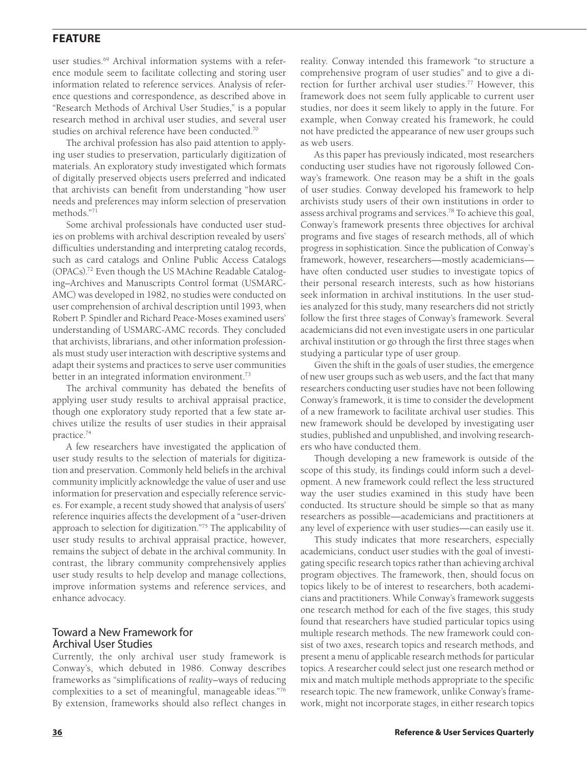user studies.[69] Archival information systems with a reference module seem to facilitate collecting and storing user information related to reference services. Analysis of reference questions and correspondence, as described above in "Research Methods of Archival User Studies," is a popular research method in archival user studies, and several user studies on archival reference have been conducted.[70]

The archival profession has also paid attention to applying user studies to preservation, particularly digitization of materials. An exploratory study investigated which formats of digitally preserved objects users preferred and indicated that archivists can benefit from understanding "how user needs and preferences may inform selection of preservation methods."[71]

Some archival professionals have conducted user studies on problems with archival description revealed by users' difficulties understanding and interpreting catalog records, such as card catalogs and Online Public Access Catalogs (OPACs).[72] Even though the US MAchine Readable Cataloging–Archives and Manuscripts Control format (USMARC-AMC) was developed in 1982, no studies were conducted on user comprehension of archival description until 1993, when Robert P. Spindler and Richard Peace-Moses examined users' understanding of USMARC-AMC records. They concluded that archivists, librarians, and other information professionals must study user interaction with descriptive systems and adapt their systems and practices to serve user communities better in an integrated information environment.[73]

The archival community has debated the benefits of applying user study results to archival appraisal practice, though one exploratory study reported that a few state archives utilize the results of user studies in their appraisal practice.[74]

A few researchers have investigated the application of user study results to the selection of materials for digitization and preservation. Commonly held beliefs in the archival community implicitly acknowledge the value of user and use information for preservation and especially reference services. For example, a recent study showed that analysis of users' reference inquiries affects the development of a "user-driven approach to selection for digitization."[75] The applicability of user study results to archival appraisal practice, however, remains the subject of debate in the archival community. In contrast, the library community comprehensively applies user study results to help develop and manage collections, improve information systems and reference services, and enhance advocacy.

## Toward a New Framework for Archival User Studies

Currently, the only archival user study framework is Conway's, which debuted in 1986. Conway describes frameworks as "simplifications of *reality*–ways of reducing complexities to a set of meaningful, manageable ideas."[76] By extension, frameworks should also reflect changes in reality. Conway intended this framework "to structure a comprehensive program of user studies" and to give a direction for further archival user studies.[77] However, this framework does not seem fully applicable to current user studies, nor does it seem likely to apply in the future. For example, when Conway created his framework, he could not have predicted the appearance of new user groups such as web users.

As this paper has previously indicated, most researchers conducting user studies have not rigorously followed Conway's framework. One reason may be a shift in the goals of user studies. Conway developed his framework to help archivists study users of their own institutions in order to assess archival programs and services.[78] To achieve this goal, Conway's framework presents three objectives for archival programs and five stages of research methods, all of which progress in sophistication. Since the publication of Conway's framework, however, researchers—mostly academicians—have often conducted user studies to investigate topics of their personal research interests, such as how historians seek information in archival institutions. In the user studies analyzed for this study, many researchers did not strictly follow the first three stages of Conway's framework. Several academicians did not even investigate users in one particular archival institution or go through the first three stages when studying a particular type of user group.

Given the shift in the goals of user studies, the emergence of new user groups such as web users, and the fact that many researchers conducting user studies have not been following Conway's framework, it is time to consider the development of a new framework to facilitate archival user studies. This new framework should be developed by investigating user studies, published and unpublished, and involving researchers who have conducted them.

Though developing a new framework is outside of the scope of this study, its findings could inform such a development. A new framework could reflect the less structured way the user studies examined in this study have been conducted. Its structure should be simple so that as many researchers as possible—academicians and practitioners at any level of experience with user studies—can easily use it.

This study indicates that more researchers, especially academicians, conduct user studies with the goal of investigating specific research topics rather than achieving archival program objectives. The framework, then, should focus on topics likely to be of interest to researchers, both academicians and practitioners. While Conway's framework suggests one research method for each of the five stages, this study found that researchers have studied particular topics using multiple research methods. The new framework could consist of two axes, research topics and research methods, and present a menu of applicable research methods for particular topics. A researcher could select just one research method or mix and match multiple methods appropriate to the specific research topic. The new framework, unlike Conway's framework, might not incorporate stages, in either research topics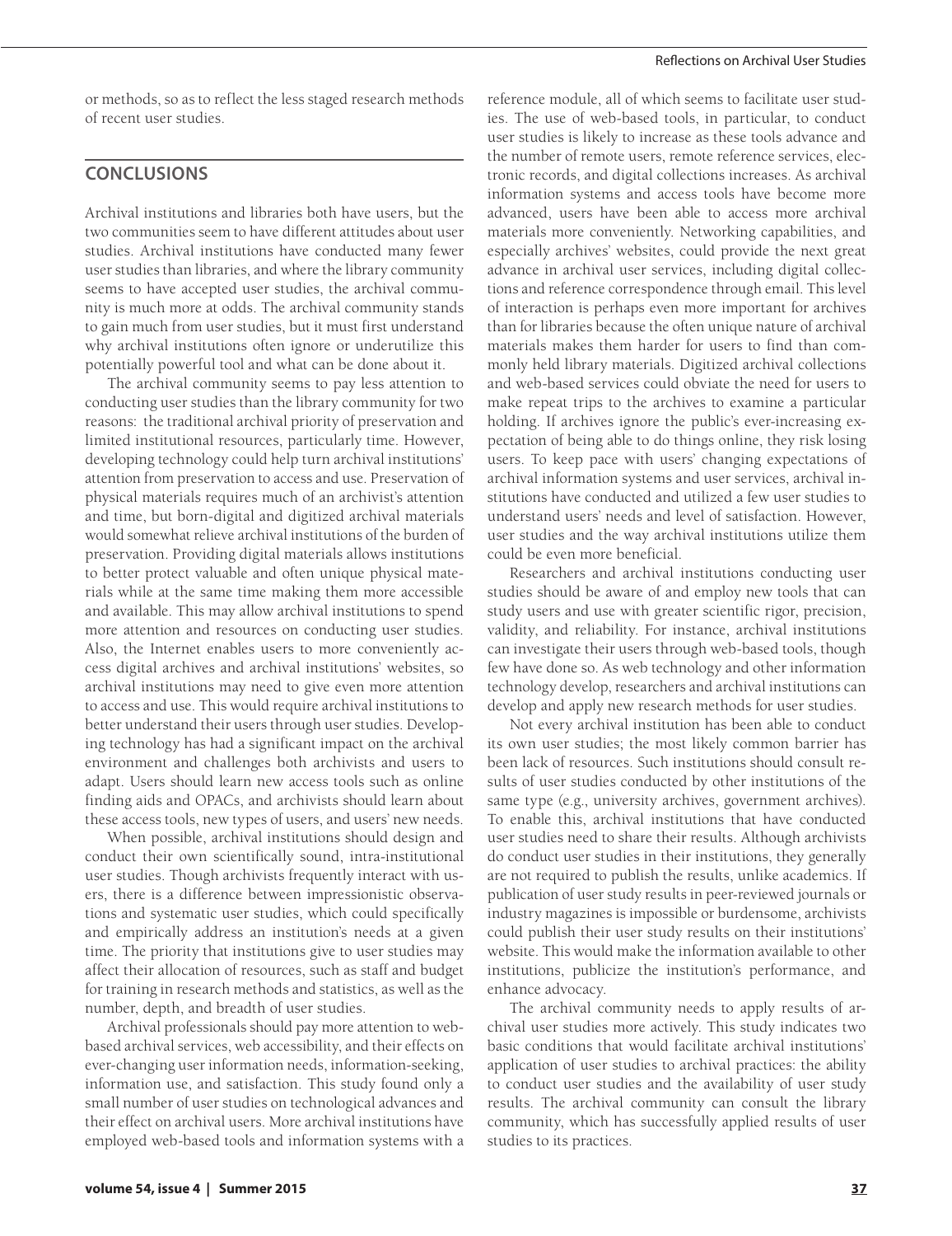or methods, so as to reflect the less staged research methods of recent user studies.

## CONCLUSIONS

Archival institutions and libraries both have users, but the two communities seem to have different attitudes about user studies. Archival institutions have conducted many fewer user studies than libraries, and where the library community seems to have accepted user studies, the archival community is much more at odds. The archival community stands to gain much from user studies, but it must first understand why archival institutions often ignore or underutilize this potentially powerful tool and what can be done about it.

The archival community seems to pay less attention to conducting user studies than the library community for two reasons: the traditional archival priority of preservation and limited institutional resources, particularly time. However, developing technology could help turn archival institutions' attention from preservation to access and use. Preservation of physical materials requires much of an archivist's attention and time, but born-digital and digitized archival materials would somewhat relieve archival institutions of the burden of preservation. Providing digital materials allows institutions to better protect valuable and often unique physical materials while at the same time making them more accessible and available. This may allow archival institutions to spend more attention and resources on conducting user studies. Also, the Internet enables users to more conveniently access digital archives and archival institutions' websites, so archival institutions may need to give even more attention to access and use. This would require archival institutions to better understand their users through user studies. Developing technology has had a significant impact on the archival environment and challenges both archivists and users to adapt. Users should learn new access tools such as online finding aids and OPACs, and archivists should learn about these access tools, new types of users, and users' new needs.

When possible, archival institutions should design and conduct their own scientifically sound, intra-institutional user studies. Though archivists frequently interact with users, there is a difference between impressionistic observations and systematic user studies, which could specifically and empirically address an institution's needs at a given time. The priority that institutions give to user studies may affect their allocation of resources, such as staff and budget for training in research methods and statistics, as well as the number, depth, and breadth of user studies.

Archival professionals should pay more attention to web-based archival services, web accessibility, and their effects on ever-changing user information needs, information-seeking, information use, and satisfaction. This study found only a small number of user studies on technological advances and their effect on archival users. More archival institutions have employed web-based tools and information systems with a reference module, all of which seems to facilitate user studies. The use of web-based tools, in particular, to conduct user studies is likely to increase as these tools advance and the number of remote users, remote reference services, electronic records, and digital collections increases. As archival information systems and access tools have become more advanced, users have been able to access more archival materials more conveniently. Networking capabilities, and especially archives' websites, could provide the next great advance in archival user services, including digital collections and reference correspondence through email. This level of interaction is perhaps even more important for archives than for libraries because the often unique nature of archival materials makes them harder for users to find than commonly held library materials. Digitized archival collections and web-based services could obviate the need for users to make repeat trips to the archives to examine a particular holding. If archives ignore the public's ever-increasing expectation of being able to do things online, they risk losing users. To keep pace with users' changing expectations of archival information systems and user services, archival institutions have conducted and utilized a few user studies to understand users' needs and level of satisfaction. However, user studies and the way archival institutions utilize them could be even more beneficial.

Researchers and archival institutions conducting user studies should be aware of and employ new tools that can study users and use with greater scientific rigor, precision, validity, and reliability. For instance, archival institutions can investigate their users through web-based tools, though few have done so. As web technology and other information technology develop, researchers and archival institutions can develop and apply new research methods for user studies.

Not every archival institution has been able to conduct its own user studies; the most likely common barrier has been lack of resources. Such institutions should consult results of user studies conducted by other institutions of the same type (e.g., university archives, government archives). To enable this, archival institutions that have conducted user studies need to share their results. Although archivists do conduct user studies in their institutions, they generally are not required to publish the results, unlike academics. If publication of user study results in peer-reviewed journals or industry magazines is impossible or burdensome, archivists could publish their user study results on their institutions' website. This would make the information available to other institutions, publicize the institution's performance, and enhance advocacy.

The archival community needs to apply results of archival user studies more actively. This study indicates two basic conditions that would facilitate archival institutions' application of user studies to archival practices: the ability to conduct user studies and the availability of user study results. The archival community can consult the library community, which has successfully applied results of user studies to its practices.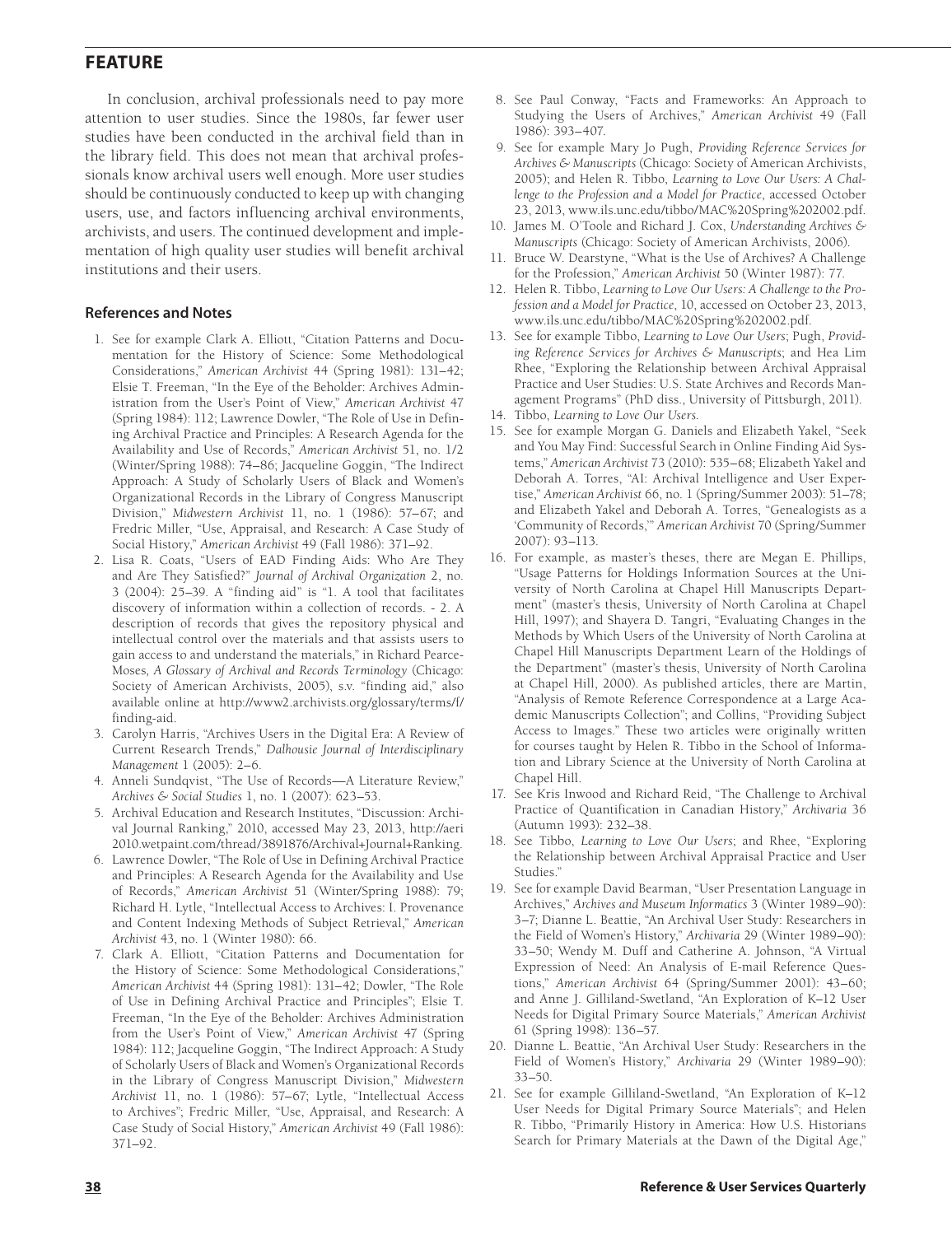In conclusion, archival professionals need to pay more attention to user studies. Since the 1980s, far fewer user studies have been conducted in the archival field than in the library field. This does not mean that archival professionals know archival users well enough. More user studies should be continuously conducted to keep up with changing users, use, and factors influencing archival environments, archivists, and users. The continued development and implementation of high quality user studies will benefit archival institutions and their users.

## References and Notes

1. See for example Clark A. Elliott, "Citation Patterns and Documentation for the History of Science: Some Methodological Considerations," *American Archivist* 44 (Spring 1981): 131–42; Elsie T. Freeman, "In the Eye of the Beholder: Archives Administration from the User's Point of View," *American Archivist* 47 (Spring 1984): 112; Lawrence Dowler, "The Role of Use in Defining Archival Practice and Principles: A Research Agenda for the Availability and Use of Records," *American Archivist* 51, no. 1/2 (Winter/Spring 1988): 74–86; Jacqueline Goggin, "The Indirect Approach: A Study of Scholarly Users of Black and Women's Organizational Records in the Library of Congress Manuscript Division," *Midwestern Archivist* 11, no. 1 (1986): 57–67; and Fredric Miller, "Use, Appraisal, and Research: A Case Study of Social History," *American Archivist* 49 (Fall 1986): 371–92.
2. Lisa R. Coats, "Users of EAD Finding Aids: Who Are They and Are They Satisfied?" *Journal of Archival Organization* 2, no. 3 (2004): 25–39. A "finding aid" is "1. A tool that facilitates discovery of information within a collection of records. - 2. A description of records that gives the repository physical and intellectual control over the materials and that assists users to gain access to and understand the materials," in Richard Pearce-Moses, *A Glossary of Archival and Records Terminology* (Chicago: Society of American Archivists, 2005), s.v. "finding aid," also available online at http://www2.archivists.org/glossary/terms/f/finding-aid.
3. Carolyn Harris, "Archives Users in the Digital Era: A Review of Current Research Trends," *Dalhousie Journal of Interdisciplinary Management* 1 (2005): 2–6.
4. Anneli Sundqvist, "The Use of Records—A Literature Review," *Archives & Social Studies* 1, no. 1 (2007): 623–53.
5. Archival Education and Research Institutes, "Discussion: Archival Journal Ranking," 2010, accessed May 23, 2013, http://aeri2010.wetpaint.com/thread/3891876/Archival+Journal+Ranking.
6. Lawrence Dowler, "The Role of Use in Defining Archival Practice and Principles: A Research Agenda for the Availability and Use of Records," *American Archivist* 51 (Winter/Spring 1988): 79; Richard H. Lytle, "Intellectual Access to Archives: I. Provenance and Content Indexing Methods of Subject Retrieval," *American Archivist* 43, no. 1 (Winter 1980): 66.
7. Clark A. Elliott, "Citation Patterns and Documentation for the History of Science: Some Methodological Considerations," *American Archivist* 44 (Spring 1981): 131–42; Dowler, "The Role of Use in Defining Archival Practice and Principles"; Elsie T. Freeman, "In the Eye of the Beholder: Archives Administration from the User's Point of View," *American Archivist* 47 (Spring 1984): 112; Jacqueline Goggin, "The Indirect Approach: A Study of Scholarly Users of Black and Women's Organizational Records in the Library of Congress Manuscript Division," *Midwestern Archivist* 11, no. 1 (1986): 57–67; Lytle, "Intellectual Access to Archives"; Fredric Miller, "Use, Appraisal, and Research: A Case Study of Social History," *American Archivist* 49 (Fall 1986): 371–92.
8. See Paul Conway, "Facts and Frameworks: An Approach to Studying the Users of Archives," *American Archivist* 49 (Fall 1986): 393–407.
9. See for example Mary Jo Pugh, *Providing Reference Services for Archives & Manuscripts* (Chicago: Society of American Archivists, 2005); and Helen R. Tibbo, *Learning to Love Our Users: A Challenge to the Profession and a Model for Practice*, accessed October 23, 2013, www.ils.unc.edu/tibbo/MAC%20Spring%202002.pdf.
10. James M. O'Toole and Richard J. Cox, *Understanding Archives & Manuscripts* (Chicago: Society of American Archivists, 2006).
11. Bruce W. Dearstyne, "What is the Use of Archives? A Challenge for the Profession," *American Archivist* 50 (Winter 1987): 77.
12. Helen R. Tibbo, *Learning to Love Our Users: A Challenge to the Profession and a Model for Practice*, 10, accessed on October 23, 2013, www.ils.unc.edu/tibbo/MAC%20Spring%202002.pdf.
13. See for example Tibbo, *Learning to Love Our Users*; Pugh, *Providing Reference Services for Archives & Manuscripts*; and Hea Lim Rhee, "Exploring the Relationship between Archival Appraisal Practice and User Studies: U.S. State Archives and Records Management Programs" (PhD diss., University of Pittsburgh, 2011).
14. Tibbo, *Learning to Love Our Users*.
15. See for example Morgan G. Daniels and Elizabeth Yakel, "Seek and You May Find: Successful Search in Online Finding Aid Systems," *American Archivist* 73 (2010): 535–68; Elizabeth Yakel and Deborah A. Torres, "AI: Archival Intelligence and User Expertise," *American Archivist* 66, no. 1 (Spring/Summer 2003): 51–78; and Elizabeth Yakel and Deborah A. Torres, "Genealogists as a 'Community of Records,'" *American Archivist* 70 (Spring/Summer 2007): 93–113.
16. For example, as master's theses, there are Megan E. Phillips, "Usage Patterns for Holdings Information Sources at the University of North Carolina at Chapel Hill Manuscripts Department" (master's thesis, University of North Carolina at Chapel Hill, 1997); and Shayera D. Tangri, "Evaluating Changes in the Methods by Which Users of the University of North Carolina at Chapel Hill Manuscripts Department Learn of the Holdings of the Department" (master's thesis, University of North Carolina at Chapel Hill, 2000). As published articles, there are Martin, "Analysis of Remote Reference Correspondence at a Large Academic Manuscripts Collection"; and Collins, "Providing Subject Access to Images." These two articles were originally written for courses taught by Helen R. Tibbo in the School of Information and Library Science at the University of North Carolina at Chapel Hill.
17. See Kris Inwood and Richard Reid, "The Challenge to Archival Practice of Quantification in Canadian History," *Archivaria* 36 (Autumn 1993): 232–38.
18. See Tibbo, *Learning to Love Our Users*; and Rhee, "Exploring the Relationship between Archival Appraisal Practice and User Studies."
19. See for example David Bearman, "User Presentation Language in Archives," *Archives and Museum Informatics* 3 (Winter 1989–90): 3–7; Dianne L. Beattie, "An Archival User Study: Researchers in the Field of Women's History," *Archivaria* 29 (Winter 1989–90): 33–50; Wendy M. Duff and Catherine A. Johnson, "A Virtual Expression of Need: An Analysis of E-mail Reference Questions," *American Archivist* 64 (Spring/Summer 2001): 43–60; and Anne J. Gilliland-Swetland, "An Exploration of K–12 User Needs for Digital Primary Source Materials," *American Archivist* 61 (Spring 1998): 136–57.
20. Dianne L. Beattie, "An Archival User Study: Researchers in the Field of Women's History," *Archivaria* 29 (Winter 1989–90): 33–50.
21. See for example Gilliland-Swetland, "An Exploration of K–12 User Needs for Digital Primary Source Materials"; and Helen R. Tibbo, "Primarily History in America: How U.S. Historians Search for Primary Materials at the Dawn of the Digital Age,"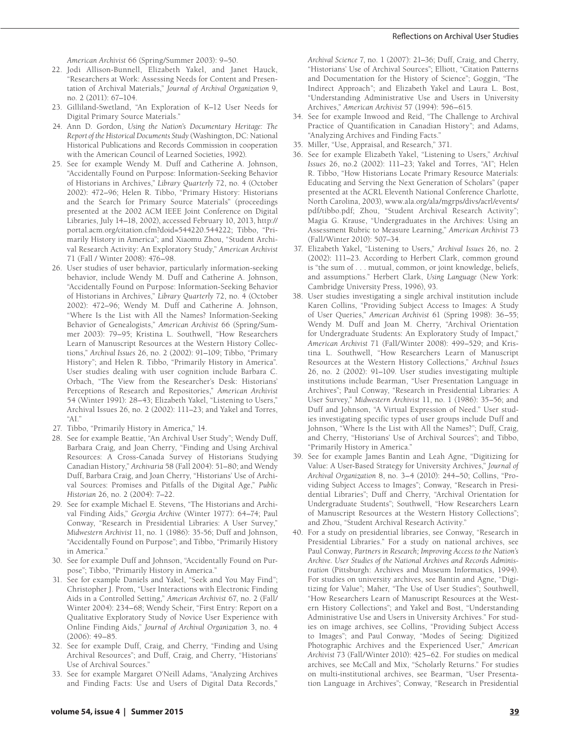*American Archivist* 66 (Spring/Summer 2003): 9–50.

22. Jodi Allison-Bunnell, Elizabeth Yakel, and Janet Hauck, "Researchers at Work: Assessing Needs for Content and Presentation of Archival Materials," *Journal of Archival Organization* 9, no. 2 (2011): 67–104.
23. Gilliland-Swetland, "An Exploration of K–12 User Needs for Digital Primary Source Materials."
24. Ann D. Gordon, *Using the Nation's Documentary Heritage: The Report of the Historical Documents Study* (Washington, DC: National Historical Publications and Records Commission in cooperation with the American Council of Learned Societies, 1992).
25. See for example Wendy M. Duff and Catherine A. Johnson, "Accidentally Found on Purpose: Information-Seeking Behavior of Historians in Archives," *Library Quarterly* 72, no. 4 (October 2002): 472–96; Helen R. Tibbo, "Primary History: Historians and the Search for Primary Source Materials" (proceedings presented at the 2002 ACM IEEE Joint Conference on Digital Libraries, July 14–18, 2002), accessed February 10, 2013, http://portal.acm.org/citation.cfm?doid=544220.544222; Tibbo, "Primarily History in America"; and Xiaomu Zhou, "Student Archival Research Activity: An Exploratory Study," *American Archivist* 71 (Fall / Winter 2008): 476–98.
26. User studies of user behavior, particularly information-seeking behavior, include Wendy M. Duff and Catherine A. Johnson, "Accidentally Found on Purpose: Information-Seeking Behavior of Historians in Archives," *Library Quarterly* 72, no. 4 (October 2002): 472–96; Wendy M. Duff and Catherine A. Johnson, "Where Is the List with All the Names? Information-Seeking Behavior of Genealogists," *American Archivist* 66 (Spring/Summer 2003): 79–95; Kristina L. Southwell, "How Researchers Learn of Manuscript Resources at the Western History Collections," *Archival Issues* 26, no. 2 (2002): 91–109; Tibbo, "Primary History"; and Helen R. Tibbo, "Primarily History in America". User studies dealing with user cognition include Barbara C. Orbach, "The View from the Researcher's Desk: Historians' Perceptions of Research and Repositories," *American Archivist* 54 (Winter 1991): 28–43; Elizabeth Yakel, "Listening to Users," Archival Issues 26, no. 2 (2002): 111–23; and Yakel and Torres, "AI."
27. Tibbo, "Primarily History in America," 14.
28. See for example Beattie, "An Archival User Study"; Wendy Duff, Barbara Craig, and Joan Cherry, "Finding and Using Archival Resources: A Cross-Canada Survey of Historians Studying Canadian History," *Archivaria* 58 (Fall 2004): 51–80; and Wendy Duff, Barbara Craig, and Joan Cherry, "Historians' Use of Archival Sources: Promises and Pitfalls of the Digital Age," *Public Historian* 26, no. 2 (2004): 7–22.
29. See for example Michael E. Stevens, "The Historians and Archival Finding Aids," *Georgia Archive* (Winter 1977): 64–74; Paul Conway, "Research in Presidential Libraries: A User Survey," *Midwestern Archivist* 11, no. 1 (1986): 35-56; Duff and Johnson, "Accidentally Found on Purpose"; and Tibbo, "Primarily History in America."
30. See for example Duff and Johnson, "Accidentally Found on Purpose"; Tibbo, "Primarily History in America."
31. See for example Daniels and Yakel, "Seek and You May Find"; Christopher J. Prom, "User Interactions with Electronic Finding Aids in a Controlled Setting," *American Archivist* 67, no. 2 (Fall/Winter 2004): 234–68; Wendy Scheir, "First Entry: Report on a Qualitative Exploratory Study of Novice User Experience with Online Finding Aids," *Journal of Archival Organization* 3, no. 4 (2006): 49–85.
32. See for example Duff, Craig, and Cherry, "Finding and Using Archival Resources"; and Duff, Craig, and Cherry, "Historians' Use of Archival Sources."
33. See for example Margaret O'Neill Adams, "Analyzing Archives and Finding Facts: Use and Users of Digital Data Records," *Archival Science* 7, no. 1 (2007): 21–36; Duff, Craig, and Cherry, "Historians' Use of Archival Sources"; Elliott, "Citation Patterns and Documentation for the History of Science"; Goggin, "The Indirect Approach"; and Elizabeth Yakel and Laura L. Bost, "Understanding Administrative Use and Users in University Archives," *American Archivist* 57 (1994): 596–615.
34. See for example Inwood and Reid, "The Challenge to Archival Practice of Quantification in Canadian History"; and Adams, "Analyzing Archives and Finding Facts."
35. Miller, "Use, Appraisal, and Research," 371.
36. See for example Elizabeth Yakel, "Listening to Users," *Archival Issues* 26, no.2 (2002): 111–23; Yakel and Torres, "AI"; Helen R. Tibbo, "How Historians Locate Primary Resource Materials: Educating and Serving the Next Generation of Scholars" (paper presented at the ACRL Eleventh National Conference Charlotte, North Carolina, 2003), www.ala.org/ala/mgrps/divs/acrl/events/pdf/tibbo.pdf; Zhou, "Student Archival Research Activity"; Magia G. Krause, "Undergraduates in the Archives: Using an Assessment Rubric to Measure Learning," *American Archivist* 73 (Fall/Winter 2010): 507–34.
37. Elizabeth Yakel, "Listening to Users," *Archival Issues* 26, no. 2 (2002): 111–23. According to Herbert Clark, common ground is "the sum of . . . mutual, common, or joint knowledge, beliefs, and assumptions." Herbert Clark, *Using Language* (New York: Cambridge University Press, 1996), 93.
38. User studies investigating a single archival institution include Karen Collins, "Providing Subject Access to Images: A Study of User Queries," *American Archivist* 61 (Spring 1998): 36–55; Wendy M. Duff and Joan M. Cherry, "Archival Orientation for Undergraduate Students: An Exploratory Study of Impact," *American Archivist* 71 (Fall/Winter 2008): 499–529; and Kristina L. Southwell, "How Researchers Learn of Manuscript Resources at the Western History Collections," *Archival Issues* 26, no. 2 (2002): 91–109. User studies investigating multiple institutions include Bearman, "User Presentation Language in Archives"; Paul Conway, "Research in Presidential Libraries: A User Survey," *Midwestern Archivist* 11, no. 1 (1986): 35–56; and Duff and Johnson, "A Virtual Expression of Need." User studies investigating specific types of user groups include Duff and Johnson, "Where Is the List with All the Names?"; Duff, Craig, and Cherry, "Historians' Use of Archival Sources"; and Tibbo, "Primarily History in America."
39. See for example James Bantin and Leah Agne, "Digitizing for Value: A User-Based Strategy for University Archives," *Journal of Archival Organization* 8, no. 3–4 (2010): 244–50; Collins, "Providing Subject Access to Images"; Conway, "Research in Presidential Libraries"; Duff and Cherry, "Archival Orientation for Undergraduate Students"; Southwell, "How Researchers Learn of Manuscript Resources at the Western History Collections"; and Zhou, "Student Archival Research Activity."
40. For a study on presidential libraries, see Conway, "Research in Presidential Libraries." For a study on national archives, see Paul Conway, *Partners in Research; Improving Access to the Nation's Archive. User Studies of the National Archives and Records Administration* (Pittsburgh: Archives and Museum Informatics, 1994). For studies on university archives, see Bantin and Agne, "Digitizing for Value"; Maher, "The Use of User Studies"; Southwell, "How Researchers Learn of Manuscript Resources at the Western History Collections"; and Yakel and Bost, "Understanding Administrative Use and Users in University Archives." For studies on image archives, see Collins, "Providing Subject Access to Images"; and Paul Conway, "Modes of Seeing: Digitized Photographic Archives and the Experienced User," *American Archivist* 73 (Fall/Winter 2010): 425–62. For studies on medical archives, see McCall and Mix, "Scholarly Returns." For studies on multi-institutional archives, see Bearman, "User Presentation Language in Archives"; Conway, "Research in Presidential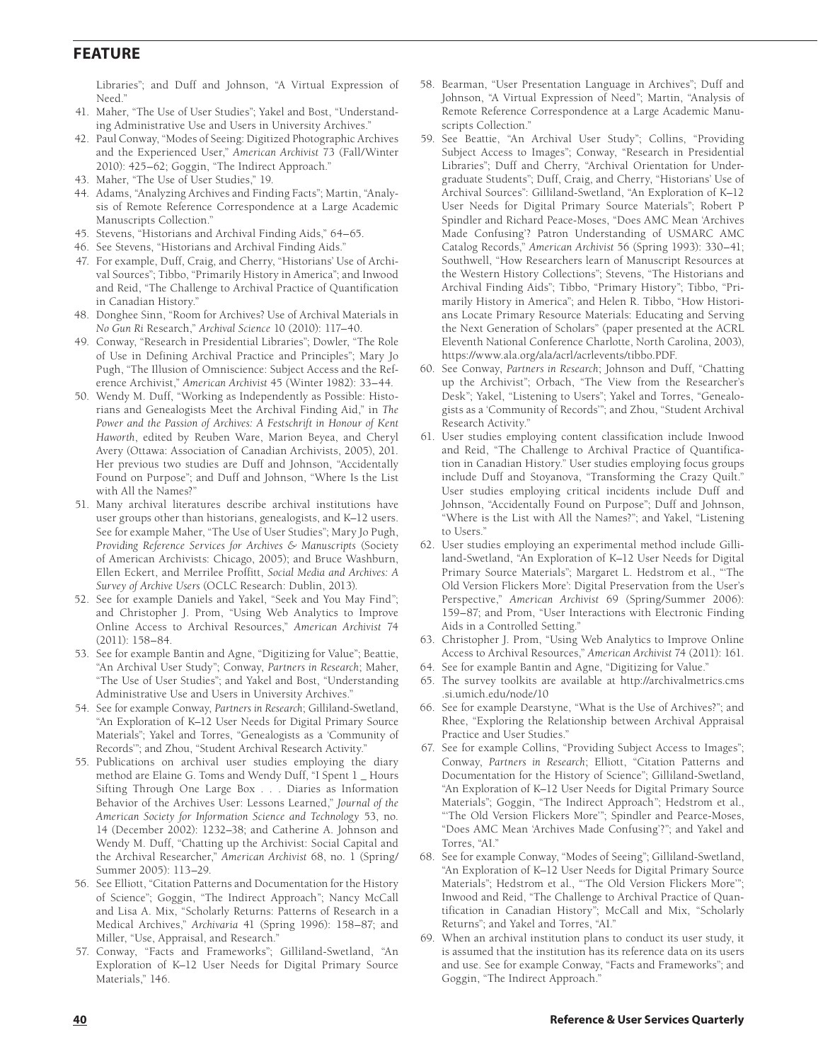Libraries"; and Duff and Johnson, "A Virtual Expression of Need."

41. Maher, "The Use of User Studies"; Yakel and Bost, "Understanding Administrative Use and Users in University Archives."
42. Paul Conway, "Modes of Seeing: Digitized Photographic Archives and the Experienced User," *American Archivist* 73 (Fall/Winter 2010): 425–62; Goggin, "The Indirect Approach."
43. Maher, "The Use of User Studies," 19.
44. Adams, "Analyzing Archives and Finding Facts"; Martin, "Analysis of Remote Reference Correspondence at a Large Academic Manuscripts Collection."
45. Stevens, "Historians and Archival Finding Aids," 64–65.
46. See Stevens, "Historians and Archival Finding Aids."
47. For example, Duff, Craig, and Cherry, "Historians' Use of Archival Sources"; Tibbo, "Primarily History in America"; and Inwood and Reid, "The Challenge to Archival Practice of Quantification in Canadian History."
48. Donghee Sinn, "Room for Archives? Use of Archival Materials in *No Gun Ri* Research," *Archival Science* 10 (2010): 117–40.
49. Conway, "Research in Presidential Libraries"; Dowler, "The Role of Use in Defining Archival Practice and Principles"; Mary Jo Pugh, "The Illusion of Omniscience: Subject Access and the Reference Archivist," *American Archivist* 45 (Winter 1982): 33–44.
50. Wendy M. Duff, "Working as Independently as Possible: Historians and Genealogists Meet the Archival Finding Aid," in *The Power and the Passion of Archives: A Festschrift in Honour of Kent Haworth*, edited by Reuben Ware, Marion Beyea, and Cheryl Avery (Ottawa: Association of Canadian Archivists, 2005), 201. Her previous two studies are Duff and Johnson, "Accidentally Found on Purpose"; and Duff and Johnson, "Where Is the List with All the Names?"
51. Many archival literatures describe archival institutions have user groups other than historians, genealogists, and K–12 users. See for example Maher, "The Use of User Studies"; Mary Jo Pugh, *Providing Reference Services for Archives & Manuscripts* (Society of American Archivists: Chicago, 2005); and Bruce Washburn, Ellen Eckert, and Merrilee Proffitt, *Social Media and Archives: A Survey of Archive Users* (OCLC Research: Dublin, 2013).
52. See for example Daniels and Yakel, "Seek and You May Find"; and Christopher J. Prom, "Using Web Analytics to Improve Online Access to Archival Resources," *American Archivist* 74 (2011): 158–84.
53. See for example Bantin and Agne, "Digitizing for Value"; Beattie, "An Archival User Study"; Conway, *Partners in Research*; Maher, "The Use of User Studies"; and Yakel and Bost, "Understanding Administrative Use and Users in University Archives."
54. See for example Conway, *Partners in Research*; Gilliland-Swetland, "An Exploration of K–12 User Needs for Digital Primary Source Materials"; Yakel and Torres, "Genealogists as a 'Community of Records'"; and Zhou, "Student Archival Research Activity."
55. Publications on archival user studies employing the diary method are Elaine G. Toms and Wendy Duff, "I Spent 1 _ Hours Sifting Through One Large Box . . . Diaries as Information Behavior of the Archives User: Lessons Learned," *Journal of the American Society for Information Science and Technology* 53, no. 14 (December 2002): 1232–38; and Catherine A. Johnson and Wendy M. Duff, "Chatting up the Archivist: Social Capital and the Archival Researcher," *American Archivist* 68, no. 1 (Spring/Summer 2005): 113–29.
56. See Elliott, "Citation Patterns and Documentation for the History of Science"; Goggin, "The Indirect Approach"; Nancy McCall and Lisa A. Mix, "Scholarly Returns: Patterns of Research in a Medical Archives," *Archivaria* 41 (Spring 1996): 158–87; and Miller, "Use, Appraisal, and Research."
57. Conway, "Facts and Frameworks"; Gilliland-Swetland, "An Exploration of K–12 User Needs for Digital Primary Source Materials," 146.
58. Bearman, "User Presentation Language in Archives"; Duff and Johnson, "A Virtual Expression of Need"; Martin, "Analysis of Remote Reference Correspondence at a Large Academic Manuscripts Collection."
59. See Beattie, "An Archival User Study"; Collins, "Providing Subject Access to Images"; Conway, "Research in Presidential Libraries"; Duff and Cherry, "Archival Orientation for Undergraduate Students"; Duff, Craig, and Cherry, "Historians' Use of Archival Sources": Gilliland-Swetland, "An Exploration of K–12 User Needs for Digital Primary Source Materials"; Robert P Spindler and Richard Peace-Moses, "Does AMC Mean 'Archives Made Confusing'? Patron Understanding of USMARC AMC Catalog Records," *American Archivist* 56 (Spring 1993): 330–41; Southwell, "How Researchers learn of Manuscript Resources at the Western History Collections"; Stevens, "The Historians and Archival Finding Aids"; Tibbo, "Primary History"; Tibbo, "Primarily History in America"; and Helen R. Tibbo, "How Historians Locate Primary Resource Materials: Educating and Serving the Next Generation of Scholars" (paper presented at the ACRL Eleventh National Conference Charlotte, North Carolina, 2003), https://www.ala.org/ala/acrl/acrlevents/tibbo.PDF.
60. See Conway, *Partners in Research*; Johnson and Duff, "Chatting up the Archivist"; Orbach, "The View from the Researcher's Desk"; Yakel, "Listening to Users"; Yakel and Torres, "Genealogists as a 'Community of Records'"; and Zhou, "Student Archival Research Activity."
61. User studies employing content classification include Inwood and Reid, "The Challenge to Archival Practice of Quantification in Canadian History." User studies employing focus groups include Duff and Stoyanova, "Transforming the Crazy Quilt." User studies employing critical incidents include Duff and Johnson, "Accidentally Found on Purpose"; Duff and Johnson, "Where is the List with All the Names?"; and Yakel, "Listening to Users."
62. User studies employing an experimental method include Gilliland-Swetland, "An Exploration of K–12 User Needs for Digital Primary Source Materials"; Margaret L. Hedstrom et al., "'The Old Version Flickers More': Digital Preservation from the User's Perspective," *American Archivist* 69 (Spring/Summer 2006): 159–87; and Prom, "User Interactions with Electronic Finding Aids in a Controlled Setting."
63. Christopher J. Prom, "Using Web Analytics to Improve Online Access to Archival Resources," *American Archivist* 74 (2011): 161.
64. See for example Bantin and Agne, "Digitizing for Value."
65. The survey toolkits are available at http://archivalmetrics.cms.si.umich.edu/node/10
66. See for example Dearstyne, "What is the Use of Archives?"; and Rhee, "Exploring the Relationship between Archival Appraisal Practice and User Studies."
67. See for example Collins, "Providing Subject Access to Images"; Conway, *Partners in Research*; Elliott, "Citation Patterns and Documentation for the History of Science"; Gilliland-Swetland, "An Exploration of K–12 User Needs for Digital Primary Source Materials"; Goggin, "The Indirect Approach"; Hedstrom et al., "'The Old Version Flickers More'"; Spindler and Pearce-Moses, "Does AMC Mean 'Archives Made Confusing'?"; and Yakel and Torres, "AI."
68. See for example Conway, "Modes of Seeing"; Gilliland-Swetland, "An Exploration of K–12 User Needs for Digital Primary Source Materials"; Hedstrom et al., "'The Old Version Flickers More'"; Inwood and Reid, "The Challenge to Archival Practice of Quantification in Canadian History"; McCall and Mix, "Scholarly Returns"; and Yakel and Torres, "AI."
69. When an archival institution plans to conduct its user study, it is assumed that the institution has its reference data on its users and use. See for example Conway, "Facts and Frameworks"; and Goggin, "The Indirect Approach."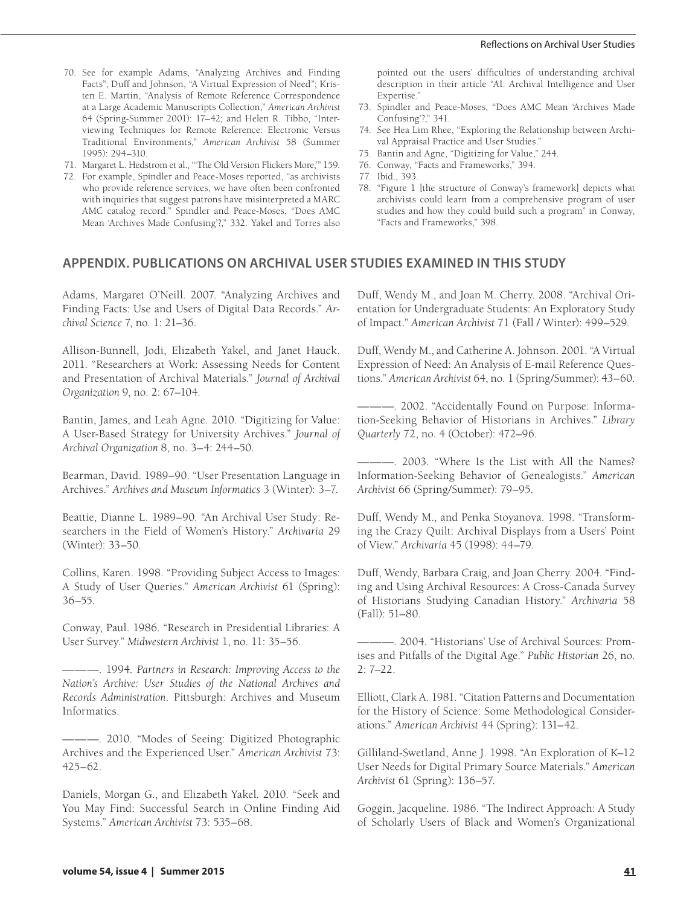70. See for example Adams, "Analyzing Archives and Finding Facts"; Duff and Johnson, "A Virtual Expression of Need"; Kristen E. Martin, "Analysis of Remote Reference Correspondence at a Large Academic Manuscripts Collection," *American Archivist* 64 (Spring-Summer 2001): 17–42; and Helen R. Tibbo, "Interviewing Techniques for Remote Reference: Electronic Versus Traditional Environments," *American Archivist* 58 (Summer 1995): 294–310.
71. Margaret L. Hedstrom et al., "'The Old Version Flickers More,'" 159.
72. For example, Spindler and Peace-Moses reported, "as archivists who provide reference services, we have often been confronted with inquiries that suggest patrons have misinterpreted a MARC AMC catalog record." Spindler and Peace-Moses, "Does AMC Mean 'Archives Made Confusing'?," 332. Yakel and Torres also pointed out the users' difficulties of understanding archival description in their article "AI: Archival Intelligence and User Expertise."
73. Spindler and Peace-Moses, "Does AMC Mean 'Archives Made Confusing'?," 341.
74. See Hea Lim Rhee, "Exploring the Relationship between Archival Appraisal Practice and User Studies."
75. Bantin and Agne, "Digitizing for Value," 244.
76. Conway, "Facts and Frameworks," 394.
77. Ibid., 393.
78. "Figure 1 [the structure of Conway's framework] depicts what archivists could learn from a comprehensive program of user studies and how they could build such a program" in Conway, "Facts and Frameworks," 398.

## APPENDIX. PUBLICATIONS ON ARCHIVAL USER STUDIES EXAMINED IN THIS STUDY

Adams, Margaret O'Neill. 2007. "Analyzing Archives and Finding Facts: Use and Users of Digital Data Records." *Archival Science* 7, no. 1: 21–36.

Allison-Bunnell, Jodi, Elizabeth Yakel, and Janet Hauck. 2011. "Researchers at Work: Assessing Needs for Content and Presentation of Archival Materials." *Journal of Archival Organization* 9, no. 2: 67–104.

Bantin, James, and Leah Agne. 2010. "Digitizing for Value: A User-Based Strategy for University Archives." *Journal of Archival Organization* 8, no. 3–4: 244–50.

Bearman, David. 1989–90. "User Presentation Language in Archives." *Archives and Museum Informatics* 3 (Winter): 3–7.

Beattie, Dianne L. 1989–90. "An Archival User Study: Researchers in the Field of Women's History." *Archivaria* 29 (Winter): 33–50.

Collins, Karen. 1998. "Providing Subject Access to Images: A Study of User Queries." *American Archivist* 61 (Spring): 36–55.

Conway, Paul. 1986. "Research in Presidential Libraries: A User Survey." *Midwestern Archivist* 1, no. 11: 35–56.

———. 1994. *Partners in Research: Improving Access to the Nation's Archive: User Studies of the National Archives and Records Administration*. Pittsburgh: Archives and Museum Informatics.

———. 2010. "Modes of Seeing: Digitized Photographic Archives and the Experienced User." *American Archivist* 73: 425–62.

Daniels, Morgan G., and Elizabeth Yakel. 2010. "Seek and You May Find: Successful Search in Online Finding Aid Systems." *American Archivist* 73: 535–68.

Duff, Wendy M., and Joan M. Cherry. 2008. "Archival Orientation for Undergraduate Students: An Exploratory Study of Impact." *American Archivist* 71 (Fall / Winter): 499–529.

Duff, Wendy M., and Catherine A. Johnson. 2001. "A Virtual Expression of Need: An Analysis of E-mail Reference Questions." *American Archivist* 64, no. 1 (Spring/Summer): 43–60.

———. 2002. "Accidentally Found on Purpose: Information-Seeking Behavior of Historians in Archives." *Library Quarterly* 72, no. 4 (October): 472–96.

———. 2003. "Where Is the List with All the Names? Information-Seeking Behavior of Genealogists." *American Archivist* 66 (Spring/Summer): 79–95.

Duff, Wendy M., and Penka Stoyanova. 1998. "Transforming the Crazy Quilt: Archival Displays from a Users' Point of View." *Archivaria* 45 (1998): 44–79.

Duff, Wendy, Barbara Craig, and Joan Cherry. 2004. "Finding and Using Archival Resources: A Cross-Canada Survey of Historians Studying Canadian History." *Archivaria* 58 (Fall): 51–80.

———. 2004. "Historians' Use of Archival Sources: Promises and Pitfalls of the Digital Age." *Public Historian* 26, no. 2: 7–22.

Elliott, Clark A. 1981. "Citation Patterns and Documentation for the History of Science: Some Methodological Considerations." *American Archivist* 44 (Spring): 131–42.

Gilliland-Swetland, Anne J. 1998. "An Exploration of K–12 User Needs for Digital Primary Source Materials." *American Archivist* 61 (Spring): 136–57.

Goggin, Jacqueline. 1986. "The Indirect Approach: A Study of Scholarly Users of Black and Women's Organizational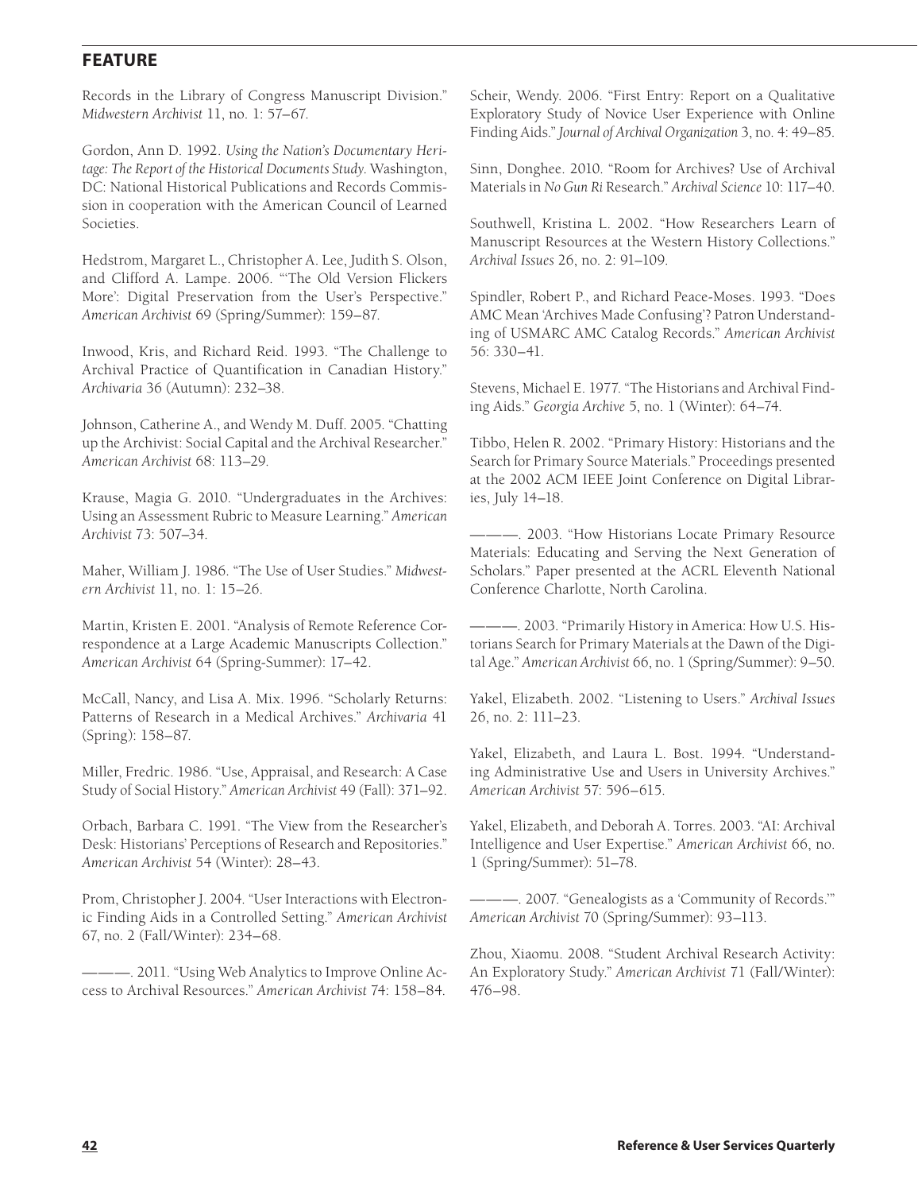Records in the Library of Congress Manuscript Division." *Midwestern Archivist* 11, no. 1: 57–67.

Gordon, Ann D. 1992. *Using the Nation's Documentary Heritage: The Report of the Historical Documents Study.* Washington, DC: National Historical Publications and Records Commission in cooperation with the American Council of Learned Societies.

Hedstrom, Margaret L., Christopher A. Lee, Judith S. Olson, and Clifford A. Lampe. 2006. "'The Old Version Flickers More': Digital Preservation from the User's Perspective." *American Archivist* 69 (Spring/Summer): 159–87.

Inwood, Kris, and Richard Reid. 1993. "The Challenge to Archival Practice of Quantification in Canadian History." *Archivaria* 36 (Autumn): 232–38.

Johnson, Catherine A., and Wendy M. Duff. 2005. "Chatting up the Archivist: Social Capital and the Archival Researcher." *American Archivist* 68: 113–29.

Krause, Magia G. 2010. "Undergraduates in the Archives: Using an Assessment Rubric to Measure Learning." *American Archivist* 73: 507–34.

Maher, William J. 1986. "The Use of User Studies." *Midwestern Archivist* 11, no. 1: 15–26.

Martin, Kristen E. 2001. "Analysis of Remote Reference Correspondence at a Large Academic Manuscripts Collection." *American Archivist* 64 (Spring-Summer): 17–42.

McCall, Nancy, and Lisa A. Mix. 1996. "Scholarly Returns: Patterns of Research in a Medical Archives." *Archivaria* 41 (Spring): 158–87.

Miller, Fredric. 1986. "Use, Appraisal, and Research: A Case Study of Social History." *American Archivist* 49 (Fall): 371–92.

Orbach, Barbara C. 1991. "The View from the Researcher's Desk: Historians' Perceptions of Research and Repositories." *American Archivist* 54 (Winter): 28–43.

Prom, Christopher J. 2004. "User Interactions with Electronic Finding Aids in a Controlled Setting." *American Archivist* 67, no. 2 (Fall/Winter): 234–68.

———. 2011. "Using Web Analytics to Improve Online Access to Archival Resources." *American Archivist* 74: 158–84.

Scheir, Wendy. 2006. "First Entry: Report on a Qualitative Exploratory Study of Novice User Experience with Online Finding Aids." *Journal of Archival Organization* 3, no. 4: 49–85.

Sinn, Donghee. 2010. "Room for Archives? Use of Archival Materials in *No Gun Ri* Research." *Archival Science* 10: 117–40.

Southwell, Kristina L. 2002. "How Researchers Learn of Manuscript Resources at the Western History Collections." *Archival Issues* 26, no. 2: 91–109.

Spindler, Robert P., and Richard Peace-Moses. 1993. "Does AMC Mean 'Archives Made Confusing'? Patron Understanding of USMARC AMC Catalog Records." *American Archivist* 56: 330–41.

Stevens, Michael E. 1977. "The Historians and Archival Finding Aids." *Georgia Archive* 5, no. 1 (Winter): 64–74.

Tibbo, Helen R. 2002. "Primary History: Historians and the Search for Primary Source Materials." Proceedings presented at the 2002 ACM IEEE Joint Conference on Digital Libraries, July 14–18.

———. 2003. "How Historians Locate Primary Resource Materials: Educating and Serving the Next Generation of Scholars." Paper presented at the ACRL Eleventh National Conference Charlotte, North Carolina.

———. 2003. "Primarily History in America: How U.S. Historians Search for Primary Materials at the Dawn of the Digital Age." *American Archivist* 66, no. 1 (Spring/Summer): 9–50.

Yakel, Elizabeth. 2002. "Listening to Users." *Archival Issues* 26, no. 2: 111–23.

Yakel, Elizabeth, and Laura L. Bost. 1994. "Understanding Administrative Use and Users in University Archives." *American Archivist* 57: 596–615.

Yakel, Elizabeth, and Deborah A. Torres. 2003. "AI: Archival Intelligence and User Expertise." *American Archivist* 66, no. 1 (Spring/Summer): 51–78.

———. 2007. "Genealogists as a 'Community of Records.'" *American Archivist* 70 (Spring/Summer): 93–113.

Zhou, Xiaomu. 2008. "Student Archival Research Activity: An Exploratory Study." *American Archivist* 71 (Fall/Winter): 476–98.